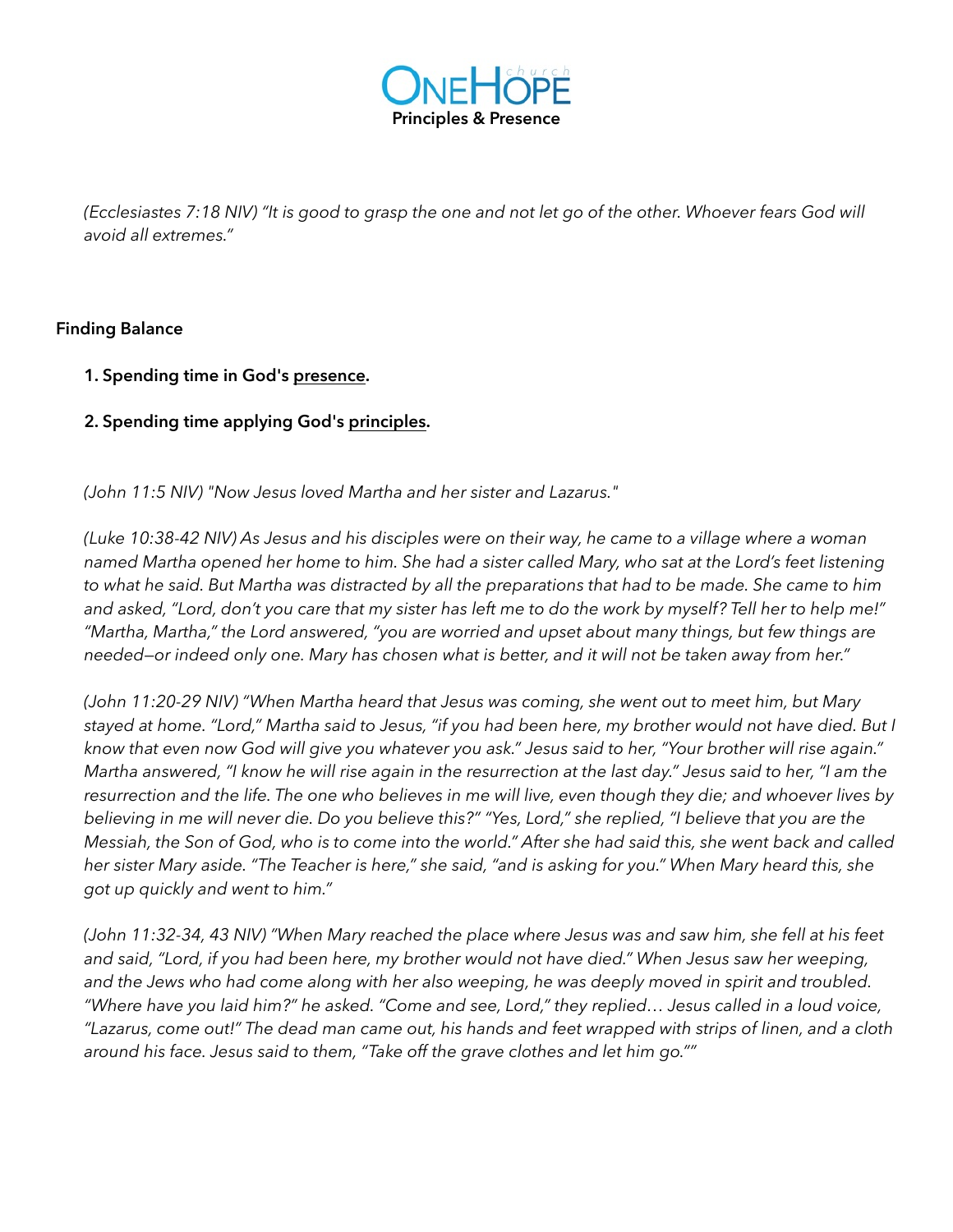# ONEHOPE church

**Principles & Presence**

*(Ecclesiastes 7:18 NIV) "It is good to grasp the one and not let go of the other. Whoever fears God will avoid all extremes."*

**Finding Balance**

1. **Spending time in God's <u>presence</u>.**

2. **Spending time applying God's <u>principles</u>.**

*(John 11:5 NIV) "Now Jesus loved Martha and her sister and Lazarus."*

*(Luke 10:38-42 NIV) As Jesus and his disciples were on their way, he came to a village where a woman named Martha opened her home to him. She had a sister called Mary, who sat at the Lord's feet listening to what he said. But Martha was distracted by all the preparations that had to be made. She came to him and asked, "Lord, don't you care that my sister has left me to do the work by myself? Tell her to help me!" "Martha, Martha," the Lord answered, "you are worried and upset about many things, but few things are needed—or indeed only one. Mary has chosen what is better, and it will not be taken away from her."*

*(John 11:20-29 NIV) "When Martha heard that Jesus was coming, she went out to meet him, but Mary stayed at home. "Lord," Martha said to Jesus, "if you had been here, my brother would not have died. But I know that even now God will give you whatever you ask." Jesus said to her, "Your brother will rise again." Martha answered, "I know he will rise again in the resurrection at the last day." Jesus said to her, "I am the resurrection and the life. The one who believes in me will live, even though they die; and whoever lives by believing in me will never die. Do you believe this?" "Yes, Lord," she replied, "I believe that you are the Messiah, the Son of God, who is to come into the world." After she had said this, she went back and called her sister Mary aside. "The Teacher is here," she said, "and is asking for you." When Mary heard this, she got up quickly and went to him."*

*(John 11:32-34, 43 NIV) "When Mary reached the place where Jesus was and saw him, she fell at his feet and said, "Lord, if you had been here, my brother would not have died." When Jesus saw her weeping, and the Jews who had come along with her also weeping, he was deeply moved in spirit and troubled. "Where have you laid him?" he asked. "Come and see, Lord," they replied… Jesus called in a loud voice, "Lazarus, come out!" The dead man came out, his hands and feet wrapped with strips of linen, and a cloth around his face. Jesus said to them, "Take off the grave clothes and let him go.""*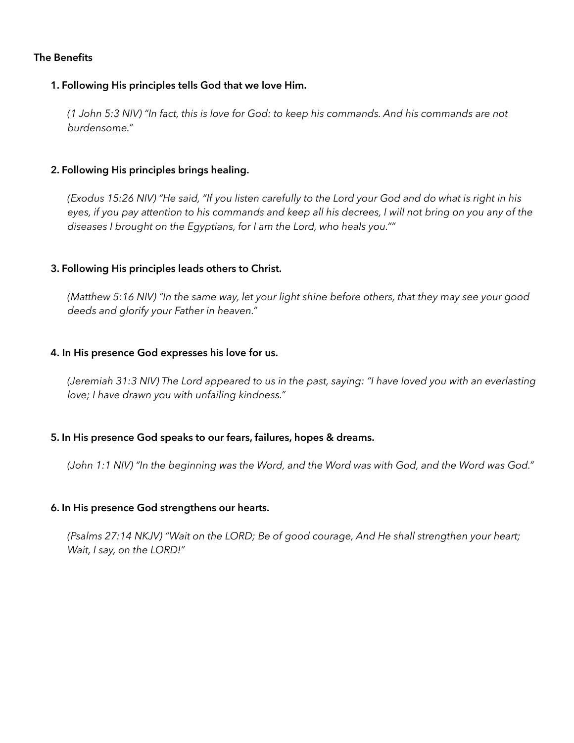**The Benefits**

1. **Following His principles tells God that we love Him.**

   *(1 John 5:3 NIV) "In fact, this is love for God: to keep his commands. And his commands are not burdensome."*

2. **Following His principles brings healing.**

   *(Exodus 15:26 NIV) "He said, "If you listen carefully to the Lord your God and do what is right in his eyes, if you pay attention to his commands and keep all his decrees, I will not bring on you any of the diseases I brought on the Egyptians, for I am the Lord, who heals you.""*

3. **Following His principles leads others to Christ.**

   *(Matthew 5:16 NIV) "In the same way, let your light shine before others, that they may see your good deeds and glorify your Father in heaven."*

4. **In His presence God expresses his love for us.**

   *(Jeremiah 31:3 NIV) The Lord appeared to us in the past, saying: "I have loved you with an everlasting love; I have drawn you with unfailing kindness."*

5. **In His presence God speaks to our fears, failures, hopes & dreams.**

   *(John 1:1 NIV) "In the beginning was the Word, and the Word was with God, and the Word was God."*

6. **In His presence God strengthens our hearts.**

   *(Psalms 27:14 NKJV) "Wait on the LORD; Be of good courage, And He shall strengthen your heart; Wait, I say, on the LORD!"*